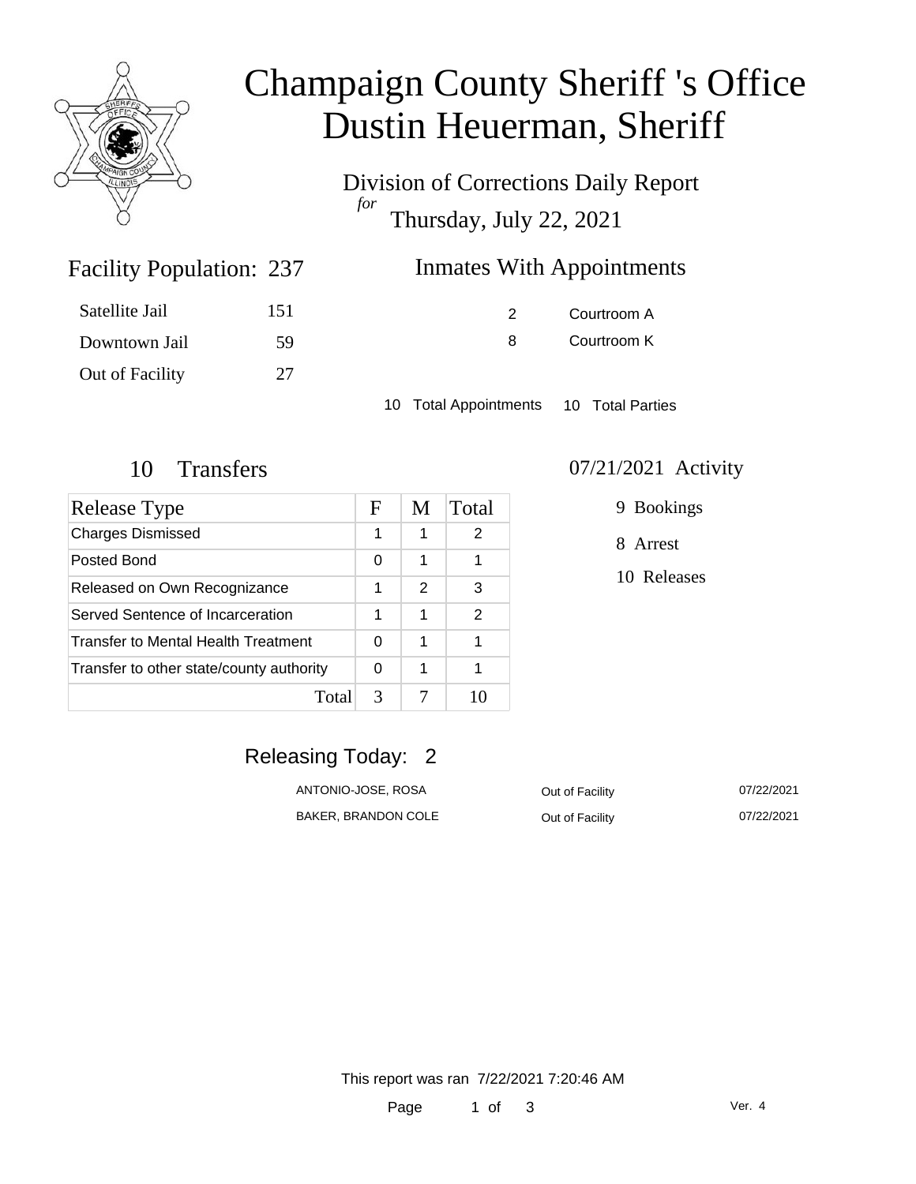# Champaign County Sheriff 's Office
# Dustin Heuerman, Sheriff

Division of Corrections Daily Report
*for*
Thursday, July 22, 2021

## Facility Population: 237

| | |
|---|---|
| Satellite Jail | 151 |
| Downtown Jail | 59 |
| Out of Facility | 27 |

## Inmates With Appointments

| | |
|---|---|
| 2 | Courtroom A |
| 8 | Courtroom K |

10 Total Appointments 10 Total Parties

## 10 Transfers

| Release Type | F | M | Total |
|---|---|---|---|
| Charges Dismissed | 1 | 1 | 2 |
| Posted Bond | 0 | 1 | 1 |
| Released on Own Recognizance | 1 | 2 | 3 |
| Served Sentence of Incarceration | 1 | 1 | 2 |
| Transfer to Mental Health Treatment | 0 | 1 | 1 |
| Transfer to other state/county authority | 0 | 1 | 1 |
| Total | 3 | 7 | 10 |

## 07/21/2021 Activity

9 Bookings

8 Arrest

10 Releases

## Releasing Today: 2

| | | |
|---|---|---|
| ANTONIO-JOSE, ROSA | Out of Facility | 07/22/2021 |
| BAKER, BRANDON COLE | Out of Facility | 07/22/2021 |

This report was ran 7/22/2021 7:20:46 AM

Ver. 4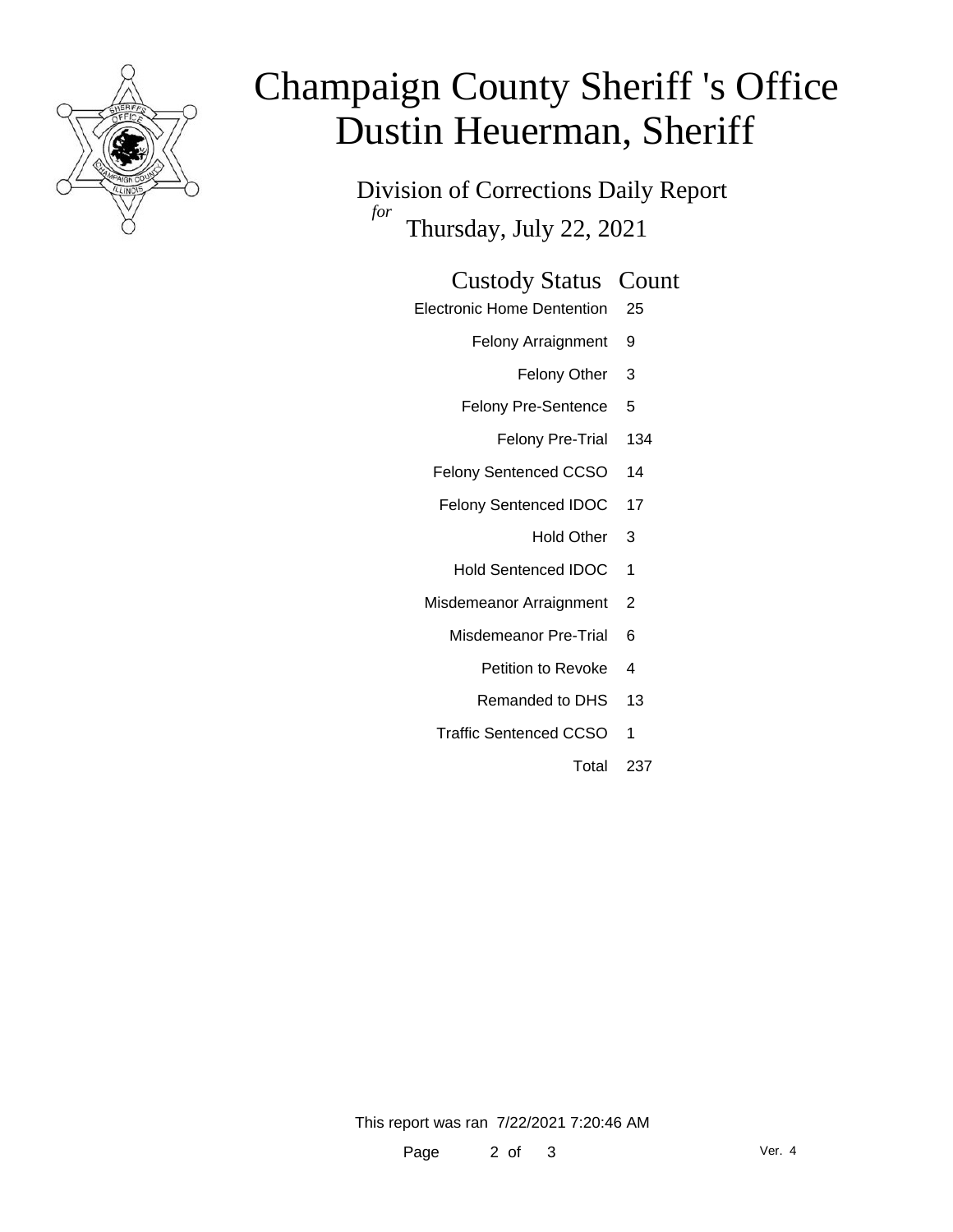# Champaign County Sheriff 's Office
# Dustin Heuerman, Sheriff

Division of Corrections Daily Report
*for*
Thursday, July 22, 2021

| Custody Status | Count |
|---|---|
| Electronic Home Dentention | 25 |
| Felony Arraignment | 9 |
| Felony Other | 3 |
| Felony Pre-Sentence | 5 |
| Felony Pre-Trial | 134 |
| Felony Sentenced CCSO | 14 |
| Felony Sentenced IDOC | 17 |
| Hold Other | 3 |
| Hold Sentenced IDOC | 1 |
| Misdemeanor Arraignment | 2 |
| Misdemeanor Pre-Trial | 6 |
| Petition to Revoke | 4 |
| Remanded to DHS | 13 |
| Traffic Sentenced CCSO | 1 |
| Total | 237 |

This report was ran 7/22/2021 7:20:46 AM

Ver. 4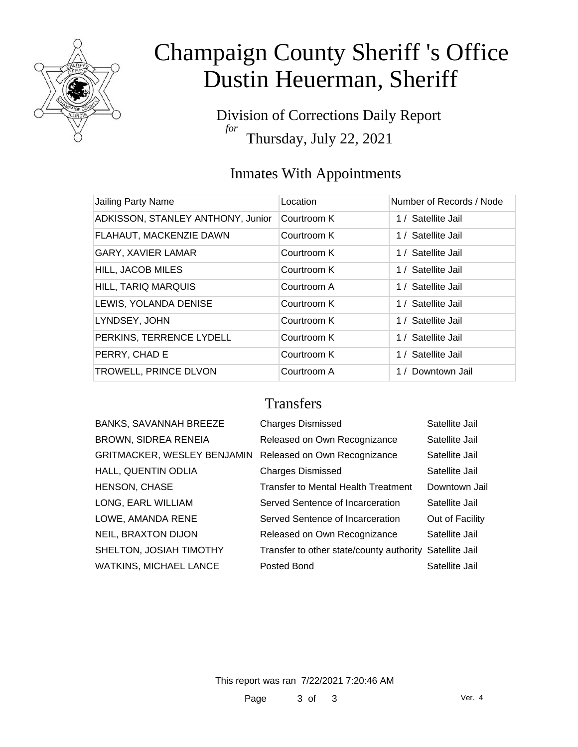# Champaign County Sheriff 's Office
# Dustin Heuerman, Sheriff

Division of Corrections Daily Report
*for*
Thursday, July 22, 2021

## Inmates With Appointments

| Jailing Party Name | Location | Number of Records / Node |
|---|---|---|
| ADKISSON, STANLEY ANTHONY, Junior | Courtroom K | 1 / Satellite Jail |
| FLAHAUT, MACKENZIE DAWN | Courtroom K | 1 / Satellite Jail |
| GARY, XAVIER LAMAR | Courtroom K | 1 / Satellite Jail |
| HILL, JACOB MILES | Courtroom K | 1 / Satellite Jail |
| HILL, TARIQ MARQUIS | Courtroom A | 1 / Satellite Jail |
| LEWIS, YOLANDA DENISE | Courtroom K | 1 / Satellite Jail |
| LYNDSEY, JOHN | Courtroom K | 1 / Satellite Jail |
| PERKINS, TERRENCE LYDELL | Courtroom K | 1 / Satellite Jail |
| PERRY, CHAD E | Courtroom K | 1 / Satellite Jail |
| TROWELL, PRINCE DLVON | Courtroom A | 1 / Downtown Jail |

## Transfers

| | | |
|---|---|---|
| BANKS, SAVANNAH BREEZE | Charges Dismissed | Satellite Jail |
| BROWN, SIDREA RENEIA | Released on Own Recognizance | Satellite Jail |
| GRITMACKER, WESLEY BENJAMIN | Released on Own Recognizance | Satellite Jail |
| HALL, QUENTIN ODLIA | Charges Dismissed | Satellite Jail |
| HENSON, CHASE | Transfer to Mental Health Treatment | Downtown Jail |
| LONG, EARL WILLIAM | Served Sentence of Incarceration | Satellite Jail |
| LOWE, AMANDA RENE | Served Sentence of Incarceration | Out of Facility |
| NEIL, BRAXTON DIJON | Released on Own Recognizance | Satellite Jail |
| SHELTON, JOSIAH TIMOTHY | Transfer to other state/county authority | Satellite Jail |
| WATKINS, MICHAEL LANCE | Posted Bond | Satellite Jail |

This report was ran 7/22/2021 7:20:46 AM